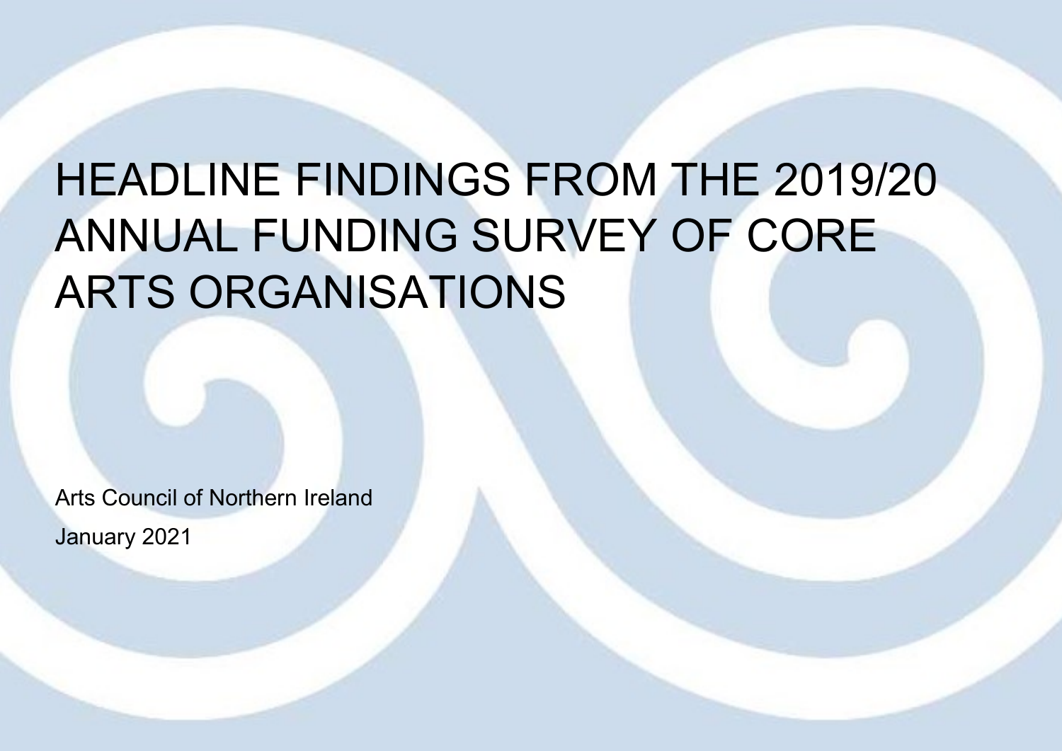# HEADLINE FINDINGS FROM THE 2019/20 ANNUAL FUNDING SURVEY OF CORE ARTS ORGANISATIONS

Arts Council of Northern Ireland

January 2021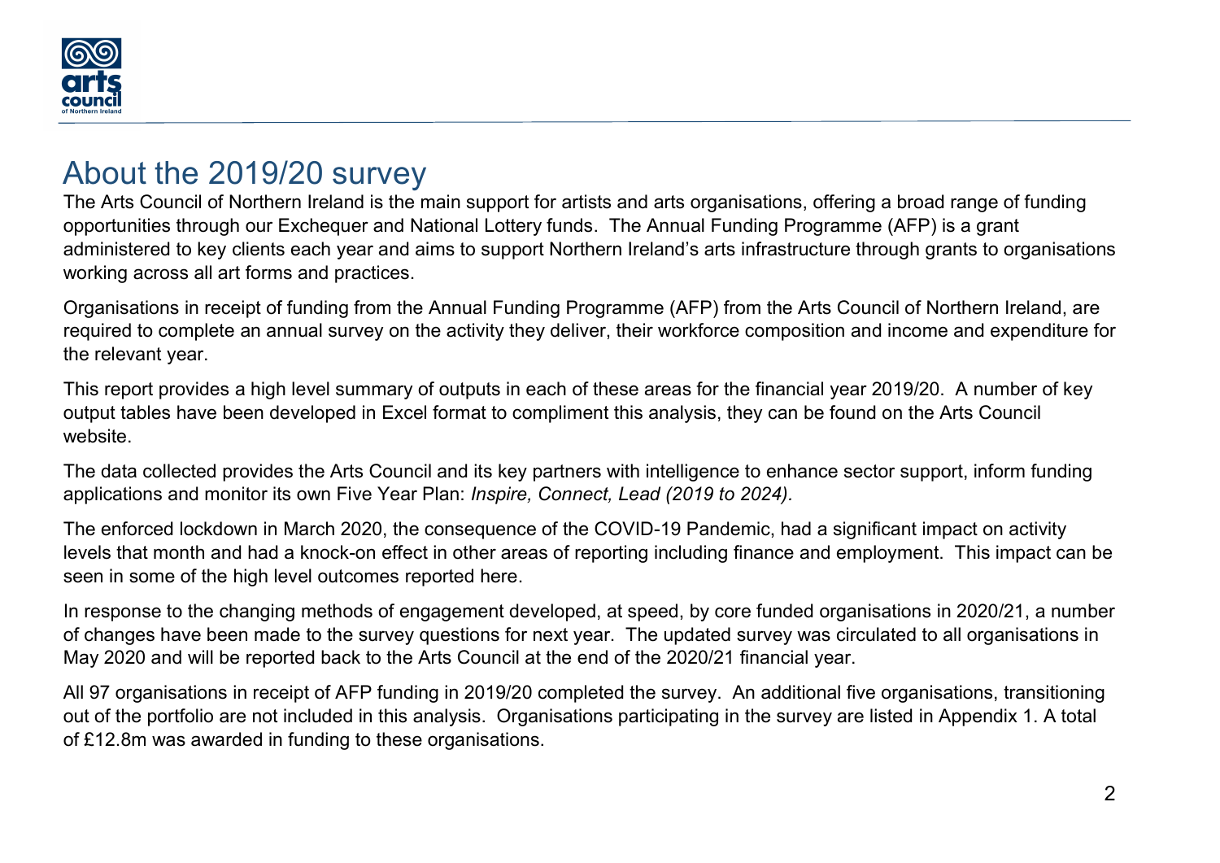# About the 2019/20 survey

The Arts Council of Northern Ireland is the main support for artists and arts organisations, offering a broad range of funding opportunities through our Exchequer and National Lottery funds. The Annual Funding Programme (AFP) is a grant administered to key clients each year and aims to support Northern Ireland's arts infrastructure through grants to organisations working across all art forms and practices.

Organisations in receipt of funding from the Annual Funding Programme (AFP) from the Arts Council of Northern Ireland, are required to complete an annual survey on the activity they deliver, their workforce composition and income and expenditure for the relevant year.

This report provides a high level summary of outputs in each of these areas for the financial year 2019/20. A number of key output tables have been developed in Excel format to compliment this analysis, they can be found on the Arts Council website.

The data collected provides the Arts Council and its key partners with intelligence to enhance sector support, inform funding applications and monitor its own Five Year Plan: *Inspire, Connect, Lead (2019 to 2024).*

The enforced lockdown in March 2020, the consequence of the COVID-19 Pandemic, had a significant impact on activity levels that month and had a knock-on effect in other areas of reporting including finance and employment. This impact can be seen in some of the high level outcomes reported here.

In response to the changing methods of engagement developed, at speed, by core funded organisations in 2020/21, a number of changes have been made to the survey questions for next year. The updated survey was circulated to all organisations in May 2020 and will be reported back to the Arts Council at the end of the 2020/21 financial year.

All 97 organisations in receipt of AFP funding in 2019/20 completed the survey. An additional five organisations, transitioning out of the portfolio are not included in this analysis. Organisations participating in the survey are listed in Appendix 1. A total of £12.8m was awarded in funding to these organisations.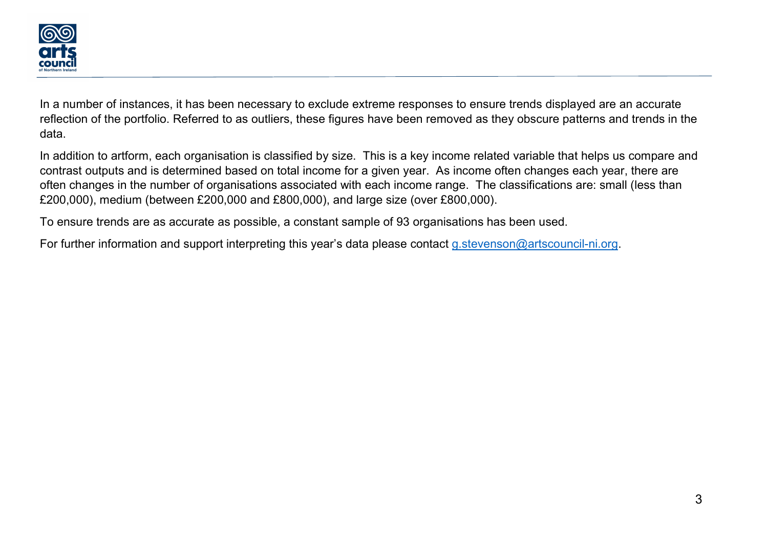In a number of instances, it has been necessary to exclude extreme responses to ensure trends displayed are an accurate reflection of the portfolio. Referred to as outliers, these figures have been removed as they obscure patterns and trends in the data.

In addition to artform, each organisation is classified by size. This is a key income related variable that helps us compare and contrast outputs and is determined based on total income for a given year. As income often changes each year, there are often changes in the number of organisations associated with each income range. The classifications are: small (less than £200,000), medium (between £200,000 and £800,000), and large size (over £800,000).

To ensure trends are as accurate as possible, a constant sample of 93 organisations has been used.

For further information and support interpreting this year's data please contact [g.stevenson@artscouncil-ni.org](mailto:g.stevenson@artscouncil-ni.org).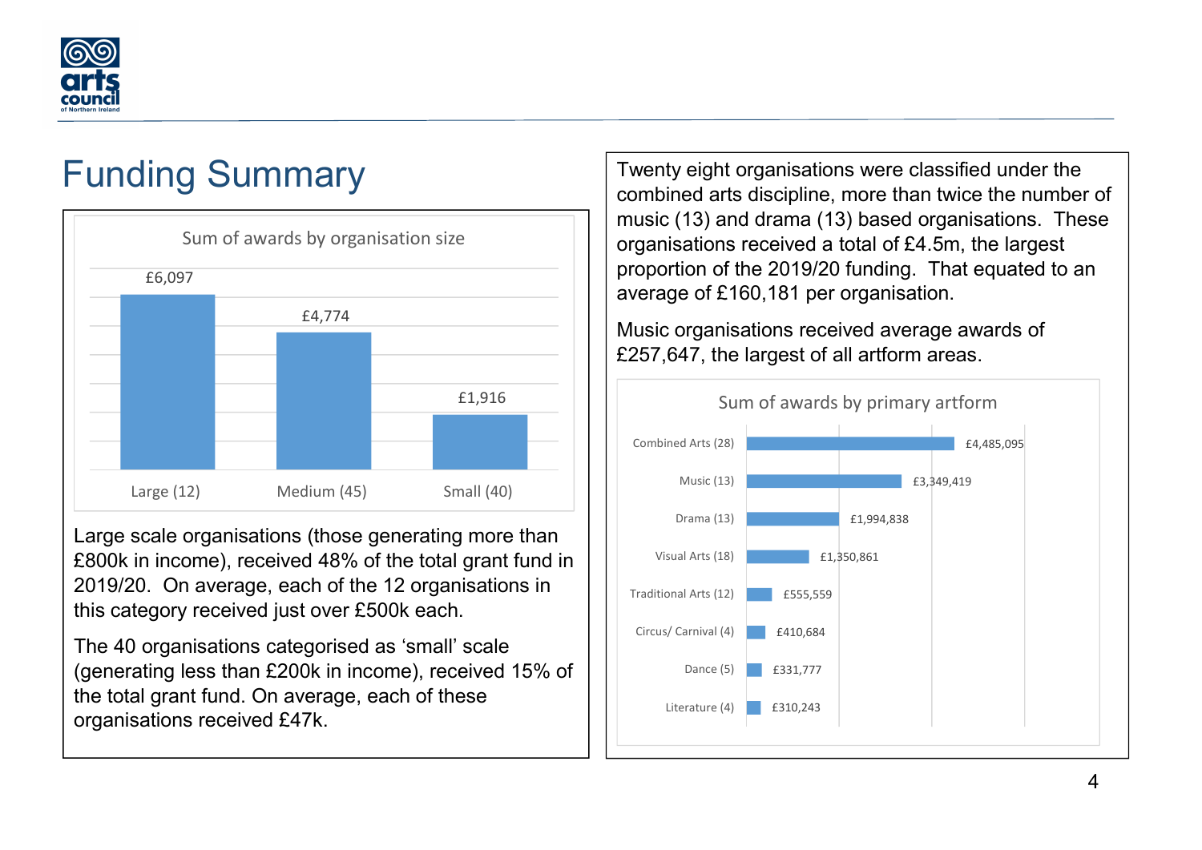# Funding Summary

**Sum of awards by organisation size**

| Organisation size | Sum of awards |
|---|---|
| Large (12) | £6,097 |
| Medium (45) | £4,774 |
| Small (40) | £1,916 |

Large scale organisations (those generating more than £800k in income), received 48% of the total grant fund in 2019/20. On average, each of the 12 organisations in this category received just over £500k each.

The 40 organisations categorised as 'small' scale (generating less than £200k in income), received 15% of the total grant fund. On average, each of these organisations received £47k.

Twenty eight organisations were classified under the combined arts discipline, more than twice the number of music (13) and drama (13) based organisations. These organisations received a total of £4.5m, the largest proportion of the 2019/20 funding. That equated to an average of £160,181 per organisation.

Music organisations received average awards of £257,647, the largest of all artform areas.

**Sum of awards by primary artform**

| Primary artform | Sum of awards |
|---|---|
| Combined Arts (28) | £4,485,095 |
| Music (13) | £3,349,419 |
| Drama (13) | £1,994,838 |
| Visual Arts (18) | £1,350,861 |
| Traditional Arts (12) | £555,559 |
| Circus/ Carnival (4) | £410,684 |
| Dance (5) | £331,777 |
| Literature (4) | £310,243 |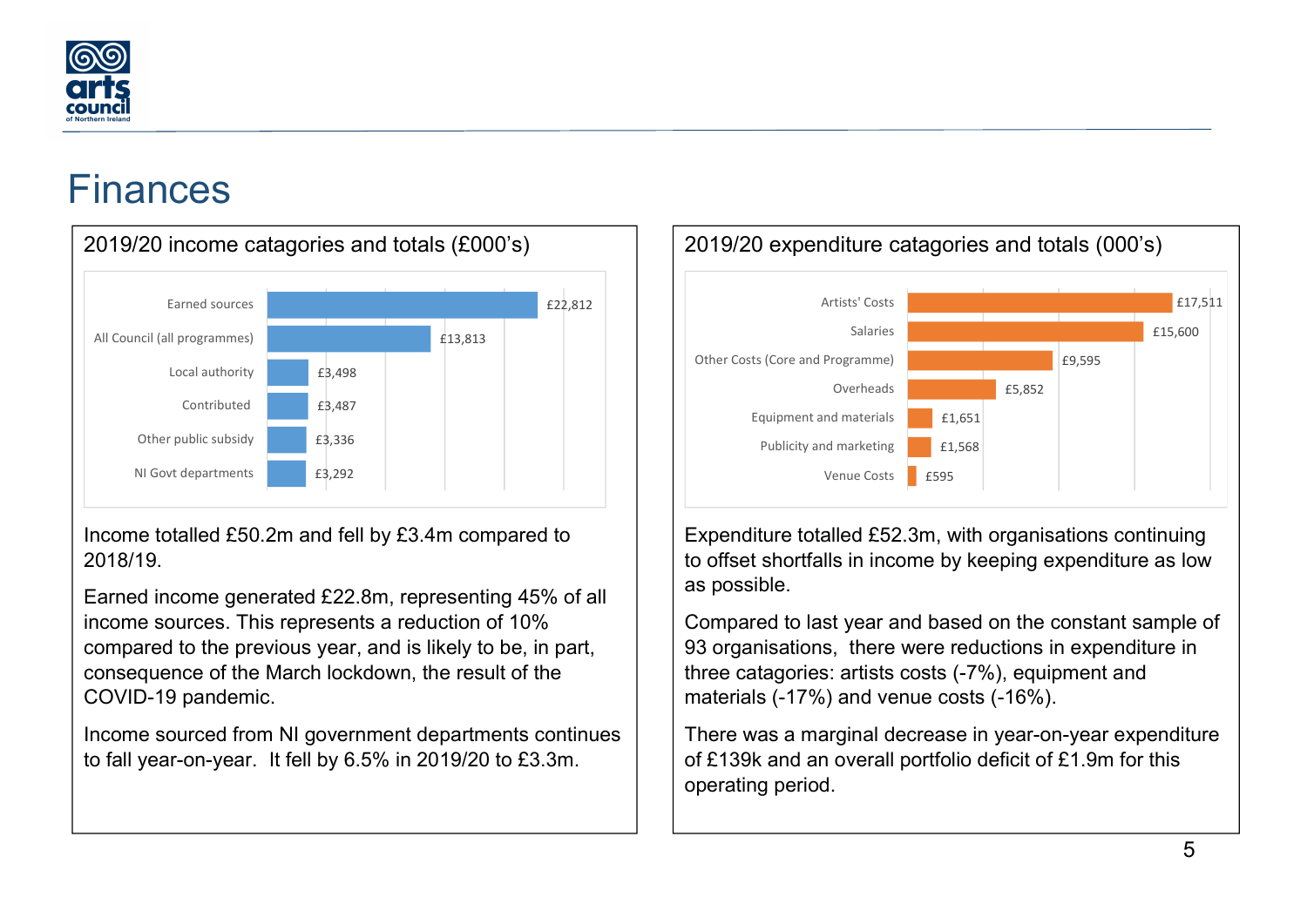# Finances

## 2019/20 income catagories and totals (£000's)

| Category | Total |
| --- | --- |
| Earned sources | £22,812 |
| All Council (all programmes) | £13,813 |
| Local authority | £3,498 |
| Contributed | £3,487 |
| Other public subsidy | £3,336 |
| NI Govt departments | £3,292 |

Income totalled £50.2m and fell by £3.4m compared to 2018/19.

Earned income generated £22.8m, representing 45% of all income sources. This represents a reduction of 10% compared to the previous year, and is likely to be, in part, consequence of the March lockdown, the result of the COVID-19 pandemic.

Income sourced from NI government departments continues to fall year-on-year. It fell by 6.5% in 2019/20 to £3.3m.

## 2019/20 expenditure catagories and totals (000's)

| Category | Total |
| --- | --- |
| Artists' Costs | £17,511 |
| Salaries | £15,600 |
| Other Costs (Core and Programme) | £9,595 |
| Overheads | £5,852 |
| Equipment and materials | £1,651 |
| Publicity and marketing | £1,568 |
| Venue Costs | £595 |

Expenditure totalled £52.3m, with organisations continuing to offset shortfalls in income by keeping expenditure as low as possible.

Compared to last year and based on the constant sample of 93 organisations, there were reductions in expenditure in three catagories: artists costs (-7%), equipment and materials (-17%) and venue costs (-16%).

There was a marginal decrease in year-on-year expenditure of £139k and an overall portfolio deficit of £1.9m for this operating period.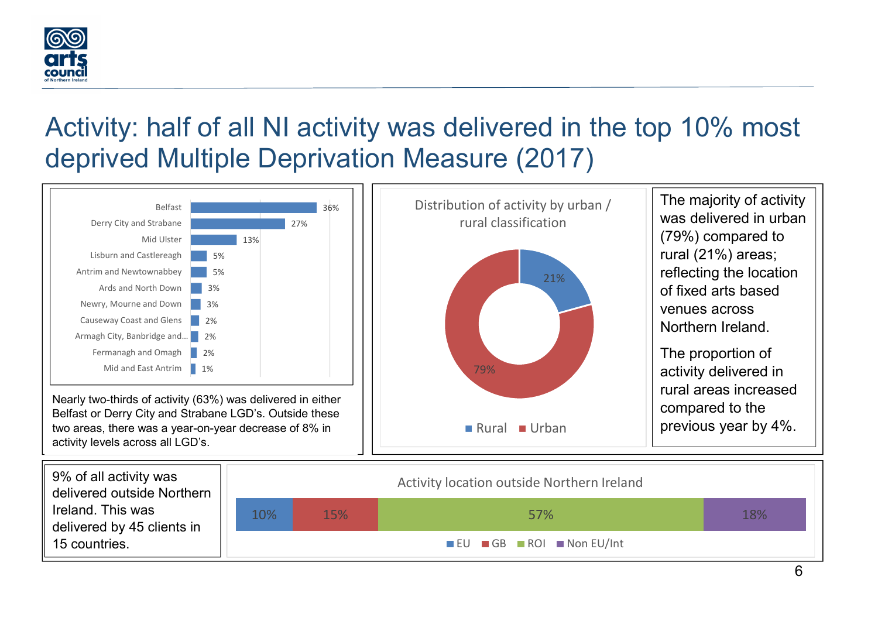# Activity: half of all NI activity was delivered in the top 10% most deprived Multiple Deprivation Measure (2017)

| LGD | Activity |
| --- | --- |
| Belfast | 36% |
| Derry City and Strabane | 27% |
| Mid Ulster | 13% |
| Lisburn and Castlereagh | 5% |
| Antrim and Newtownabbey | 5% |
| Ards and North Down | 3% |
| Newry, Mourne and Down | 3% |
| Causeway Coast and Glens | 2% |
| Armagh City, Banbridge and... | 2% |
| Fermanagh and Omagh | 2% |
| Mid and East Antrim | 1% |

Nearly two-thirds of activity (63%) was delivered in either Belfast or Derry City and Strabane LGD's. Outside these two areas, there was a year-on-year decrease of 8% in activity levels across all LGD's.

**Distribution of activity by urban / rural classification**

| Classification | Share |
| --- | --- |
| Rural | 21% |
| Urban | 79% |

The majority of activity was delivered in urban (79%) compared to rural (21%) areas; reflecting the location of fixed arts based venues across Northern Ireland.

The proportion of activity delivered in rural areas increased compared to the previous year by 4%.

9% of all activity was delivered outside Northern Ireland. This was delivered by 45 clients in 15 countries.

**Activity location outside Northern Ireland**

| EU | GB | ROI | Non EU/Int |
| --- | --- | --- | --- |
| 10% | 15% | 57% | 18% |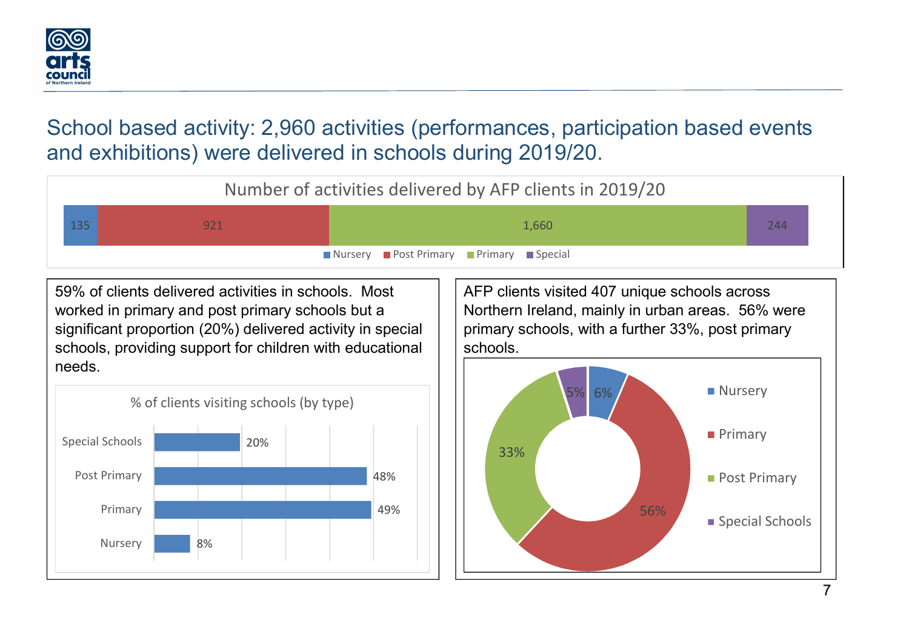## School based activity: 2,960 activities (performances, participation based events and exhibitions) were delivered in schools during 2019/20.

**Number of activities delivered by AFP clients in 2019/20**

| Nursery | Post Primary | Primary | Special |
|---|---|---|---|
| 135 | 921 | 1,660 | 244 |

59% of clients delivered activities in schools. Most worked in primary and post primary schools but a significant proportion (20%) delivered activity in special schools, providing support for children with educational needs.

**% of clients visiting schools (by type)**

| School type | % |
|---|---|
| Special Schools | 20% |
| Post Primary | 48% |
| Primary | 49% |
| Nursery | 8% |

AFP clients visited 407 unique schools across Northern Ireland, mainly in urban areas. 56% were primary schools, with a further 33%, post primary schools.

| School type | % |
|---|---|
| Nursery | 6% |
| Primary | 56% |
| Post Primary | 33% |
| Special Schools | 5% |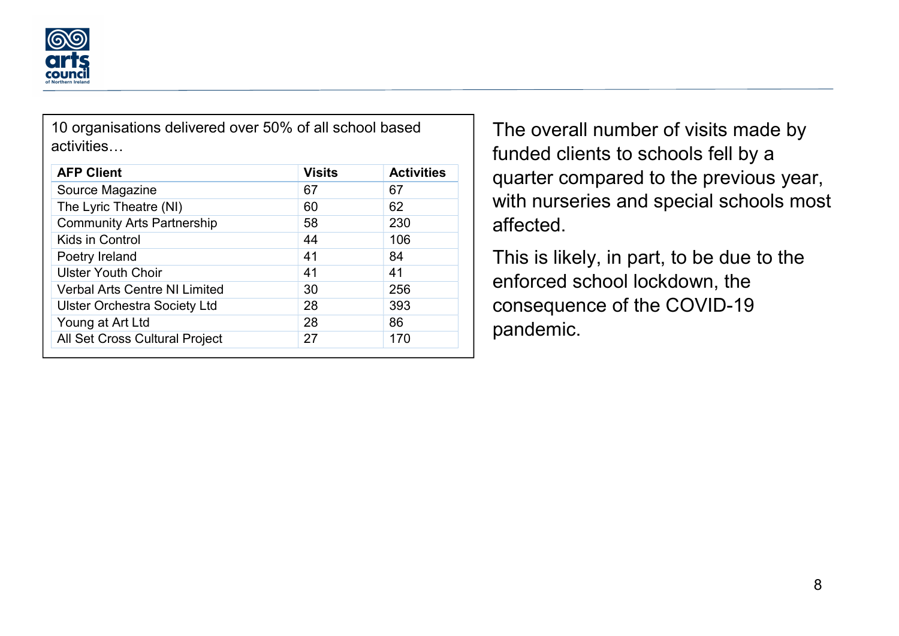10 organisations delivered over 50% of all school based activities…

| AFP Client | Visits | Activities |
|---|---|---|
| Source Magazine | 67 | 67 |
| The Lyric Theatre (NI) | 60 | 62 |
| Community Arts Partnership | 58 | 230 |
| Kids in Control | 44 | 106 |
| Poetry Ireland | 41 | 84 |
| Ulster Youth Choir | 41 | 41 |
| Verbal Arts Centre NI Limited | 30 | 256 |
| Ulster Orchestra Society Ltd | 28 | 393 |
| Young at Art Ltd | 28 | 86 |
| All Set Cross Cultural Project | 27 | 170 |

The overall number of visits made by funded clients to schools fell by a quarter compared to the previous year, with nurseries and special schools most affected.

This is likely, in part, to be due to the enforced school lockdown, the consequence of the COVID-19 pandemic.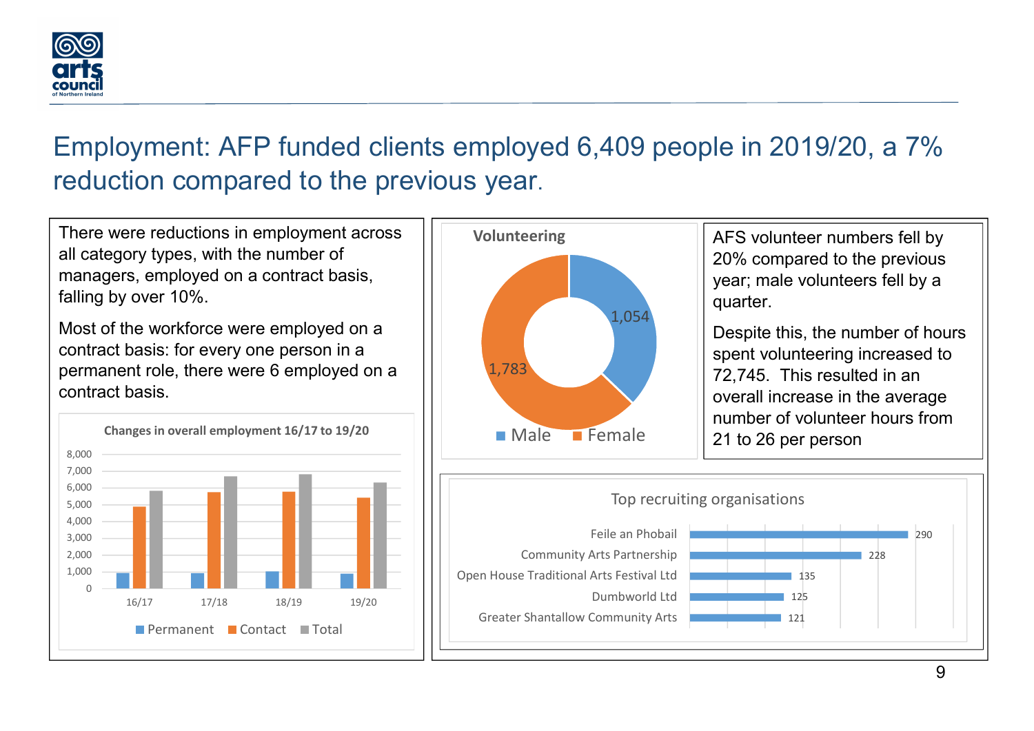# Employment: AFP funded clients employed 6,409 people in 2019/20, a 7% reduction compared to the previous year.

There were reductions in employment across all category types, with the number of managers, employed on a contract basis, falling by over 10%.

Most of the workforce were employed on a contract basis: for every one person in a permanent role, there were 6 employed on a contract basis.

**Changes in overall employment 16/17 to 19/20**

(Bar chart: Permanent, Contact, Total for 16/17, 17/18, 18/19, 19/20; y-axis 0 to 8,000)

**Volunteering**

| | Volunteers |
|---|---|
| Male | 1,054 |
| Female | 1,783 |

AFS volunteer numbers fell by 20% compared to the previous year; male volunteers fell by a quarter.

Despite this, the number of hours spent volunteering increased to 72,745. This resulted in an overall increase in the average number of volunteer hours from 21 to 26 per person

**Top recruiting organisations**

| Organisation | Volunteers |
|---|---|
| Feile an Phobail | 290 |
| Community Arts Partnership | 228 |
| Open House Traditional Arts Festival Ltd | 135 |
| Dumbworld Ltd | 125 |
| Greater Shantallow Community Arts | 121 |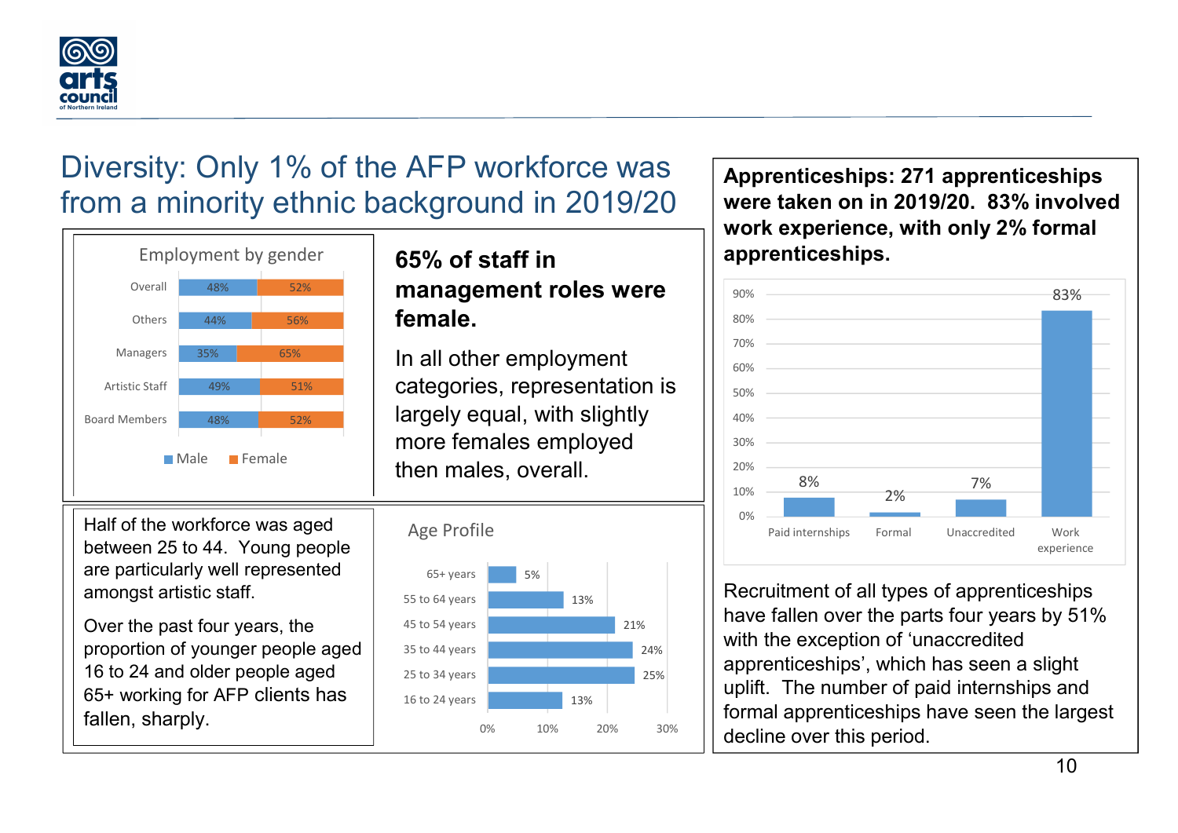# Diversity: Only 1% of the AFP workforce was from a minority ethnic background in 2019/20

**Employment by gender**

| | Male | Female |
|---|---|---|
| Overall | 48% | 52% |
| Others | 44% | 56% |
| Managers | 35% | 65% |
| Artistic Staff | 49% | 51% |
| Board Members | 48% | 52% |

**65% of staff in management roles were female.**

In all other employment categories, representation is largely equal, with slightly more females employed then males, overall.

Half of the workforce was aged between 25 to 44. Young people are particularly well represented amongst artistic staff.

Over the past four years, the proportion of younger people aged 16 to 24 and older people aged 65+ working for AFP clients has fallen, sharply.

**Age Profile**

| Age | % |
|---|---|
| 65+ years | 5% |
| 55 to 64 years | 13% |
| 45 to 54 years | 21% |
| 35 to 44 years | 24% |
| 25 to 34 years | 25% |
| 16 to 24 years | 13% |

**Apprenticeships: 271 apprenticeships were taken on in 2019/20. 83% involved work experience, with only 2% formal apprenticeships.**

| Type | % |
|---|---|
| Paid internships | 8% |
| Formal | 2% |
| Unaccredited | 7% |
| Work experience | 83% |

Recruitment of all types of apprenticeships have fallen over the parts four years by 51% with the exception of 'unaccredited apprenticeships', which has seen a slight uplift. The number of paid internships and formal apprenticeships have seen the largest decline over this period.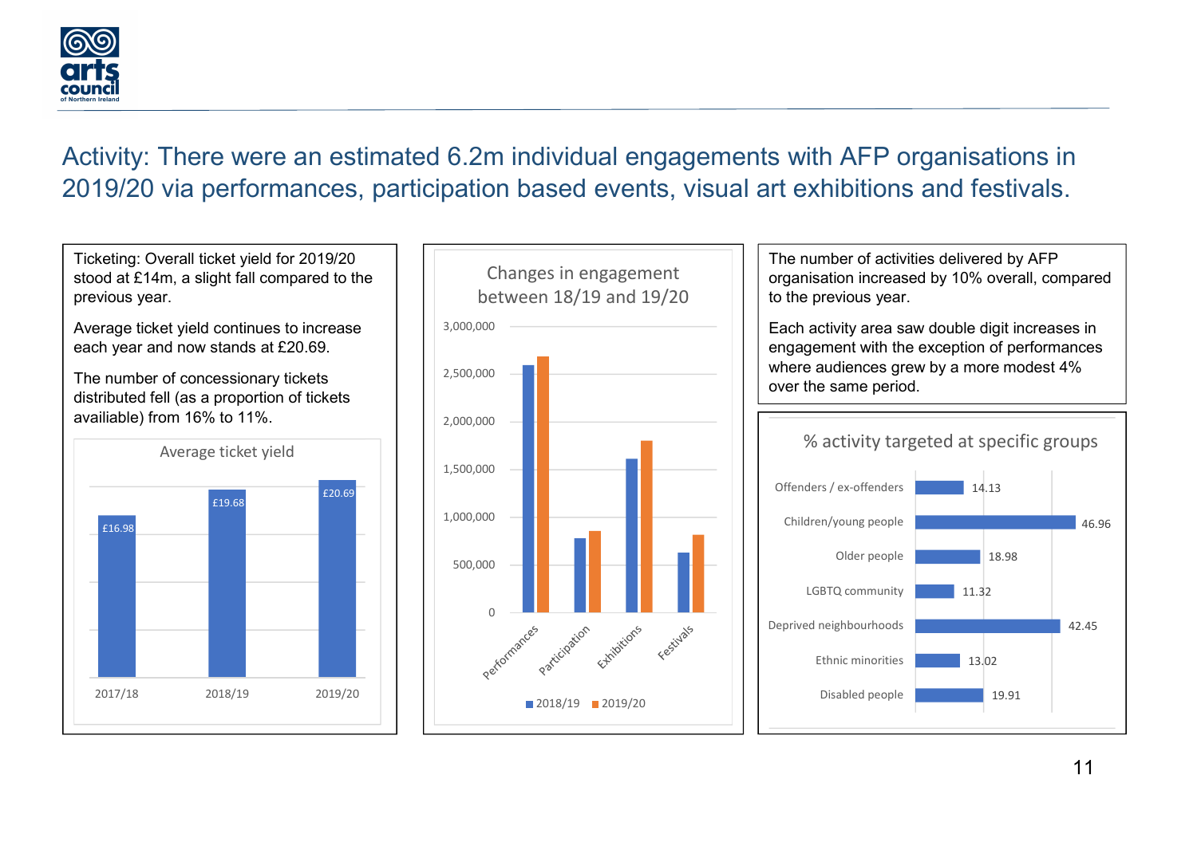## Activity: There were an estimated 6.2m individual engagements with AFP organisations in 2019/20 via performances, participation based events, visual art exhibitions and festivals.

Ticketing: Overall ticket yield for 2019/20 stood at £14m, a slight fall compared to the previous year.

Average ticket yield continues to increase each year and now stands at £20.69.

The number of concessionary tickets distributed fell (as a proportion of tickets availiable) from 16% to 11%.

**Average ticket yield**

| Year | Average ticket yield |
|---|---|
| 2017/18 | £16.98 |
| 2018/19 | £19.68 |
| 2019/20 | £20.69 |

**Changes in engagement between 18/19 and 19/20**

| Activity | 2018/19 | 2019/20 |
|---|---|---|
| Performances | ~2,600,000 | ~2,700,000 |
| Participation | ~780,000 | ~860,000 |
| Exhibitions | ~1,610,000 | ~1,800,000 |
| Festivals | ~630,000 | ~820,000 |

The number of activities delivered by AFP organisation increased by 10% overall, compared to the previous year.

Each activity area saw double digit increases in engagement with the exception of performances where audiences grew by a more modest 4% over the same period.

**% activity targeted at specific groups**

| Group | % |
|---|---|
| Offenders / ex-offenders | 14.13 |
| Children/young people | 46.96 |
| Older people | 18.98 |
| LGBTQ community | 11.32 |
| Deprived neighbourhoods | 42.45 |
| Ethnic minorities | 13.02 |
| Disabled people | 19.91 |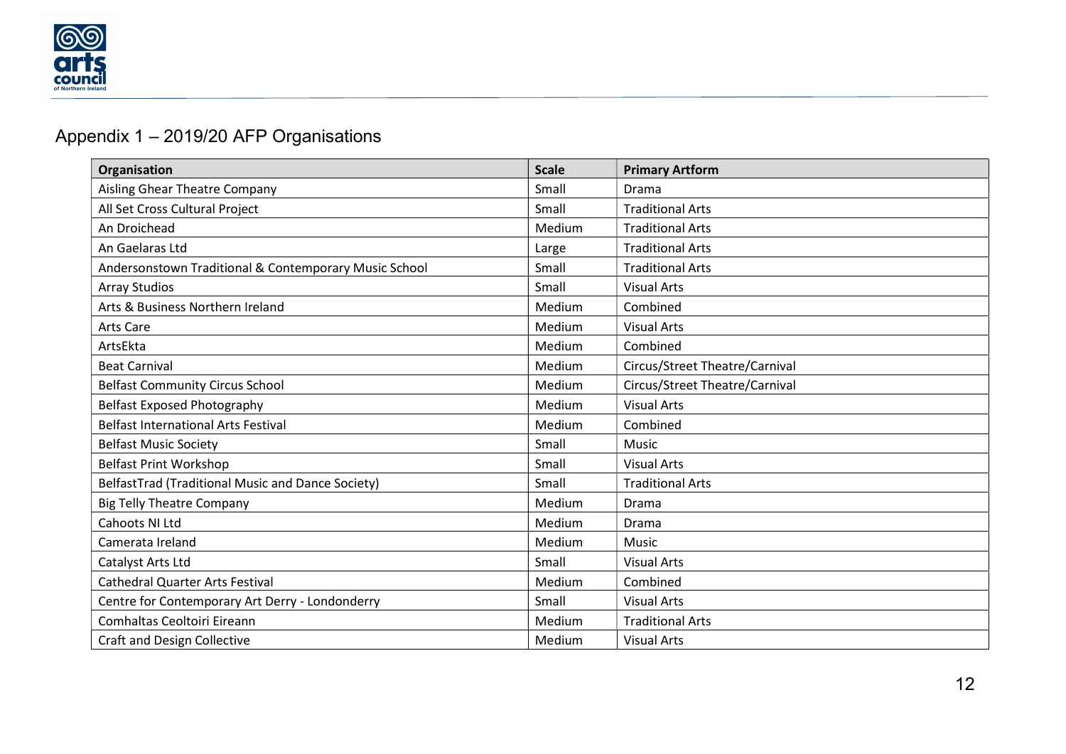## Appendix 1 – 2019/20 AFP Organisations

| Organisation | Scale | Primary Artform |
|---|---|---|
| Aisling Ghear Theatre Company | Small | Drama |
| All Set Cross Cultural Project | Small | Traditional Arts |
| An Droichead | Medium | Traditional Arts |
| An Gaelaras Ltd | Large | Traditional Arts |
| Andersonstown Traditional & Contemporary Music School | Small | Traditional Arts |
| Array Studios | Small | Visual Arts |
| Arts & Business Northern Ireland | Medium | Combined |
| Arts Care | Medium | Visual Arts |
| ArtsEkta | Medium | Combined |
| Beat Carnival | Medium | Circus/Street Theatre/Carnival |
| Belfast Community Circus School | Medium | Circus/Street Theatre/Carnival |
| Belfast Exposed Photography | Medium | Visual Arts |
| Belfast International Arts Festival | Medium | Combined |
| Belfast Music Society | Small | Music |
| Belfast Print Workshop | Small | Visual Arts |
| BelfastTrad (Traditional Music and Dance Society) | Small | Traditional Arts |
| Big Telly Theatre Company | Medium | Drama |
| Cahoots NI Ltd | Medium | Drama |
| Camerata Ireland | Medium | Music |
| Catalyst Arts Ltd | Small | Visual Arts |
| Cathedral Quarter Arts Festival | Medium | Combined |
| Centre for Contemporary Art Derry - Londonderry | Small | Visual Arts |
| Comhaltas Ceoltoiri Eireann | Medium | Traditional Arts |
| Craft and Design Collective | Medium | Visual Arts |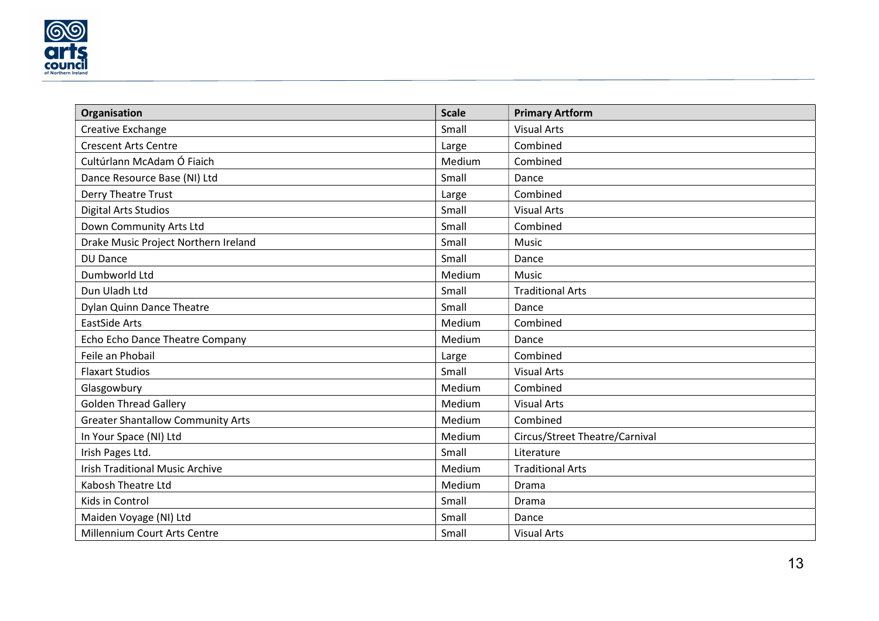| Organisation | Scale | Primary Artform |
|---|---|---|
| Creative Exchange | Small | Visual Arts |
| Crescent Arts Centre | Large | Combined |
| Cultúrlann McAdam Ó Fiaich | Medium | Combined |
| Dance Resource Base (NI) Ltd | Small | Dance |
| Derry Theatre Trust | Large | Combined |
| Digital Arts Studios | Small | Visual Arts |
| Down Community Arts Ltd | Small | Combined |
| Drake Music Project Northern Ireland | Small | Music |
| DU Dance | Small | Dance |
| Dumbworld Ltd | Medium | Music |
| Dun Uladh Ltd | Small | Traditional Arts |
| Dylan Quinn Dance Theatre | Small | Dance |
| EastSide Arts | Medium | Combined |
| Echo Echo Dance Theatre Company | Medium | Dance |
| Feile an Phobail | Large | Combined |
| Flaxart Studios | Small | Visual Arts |
| Glasgowbury | Medium | Combined |
| Golden Thread Gallery | Medium | Visual Arts |
| Greater Shantallow Community Arts | Medium | Combined |
| In Your Space (NI) Ltd | Medium | Circus/Street Theatre/Carnival |
| Irish Pages Ltd. | Small | Literature |
| Irish Traditional Music Archive | Medium | Traditional Arts |
| Kabosh Theatre Ltd | Medium | Drama |
| Kids in Control | Small | Drama |
| Maiden Voyage (NI) Ltd | Small | Dance |
| Millennium Court Arts Centre | Small | Visual Arts |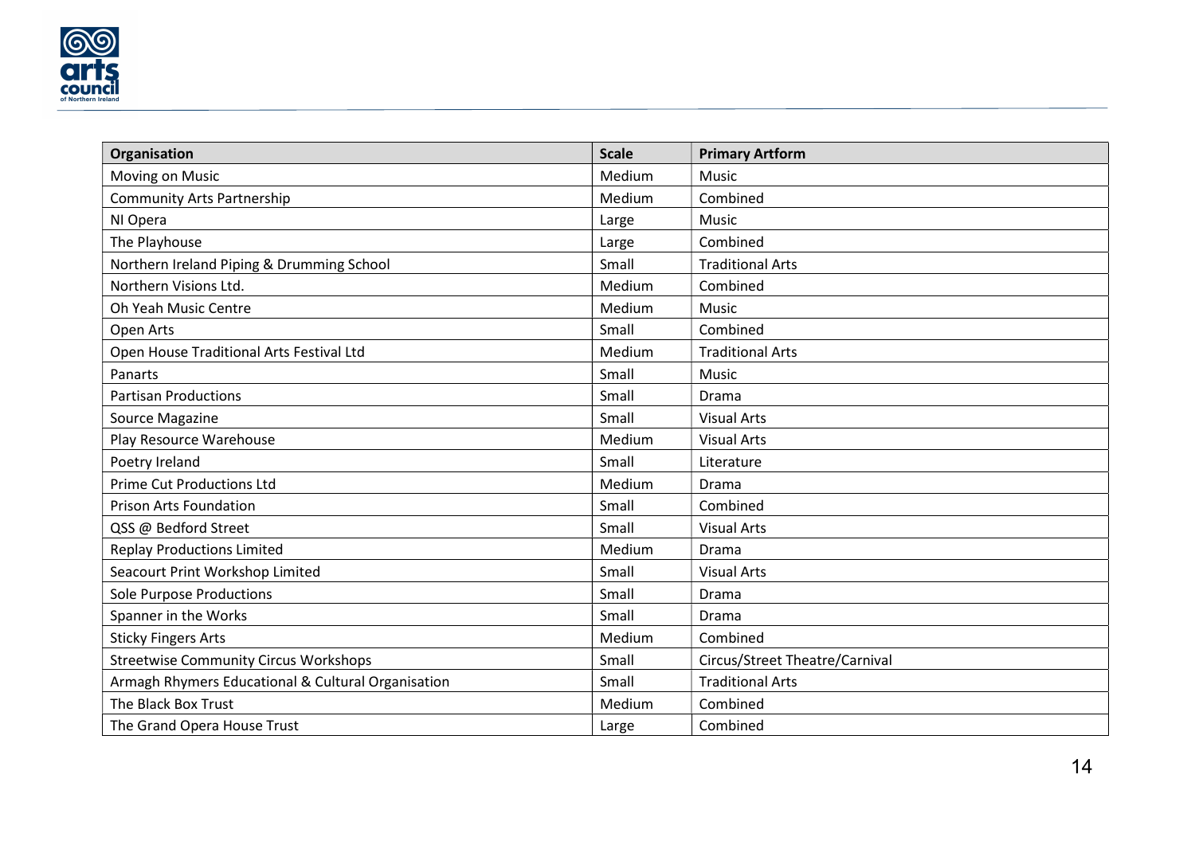| Organisation | Scale | Primary Artform |
|---|---|---|
| Moving on Music | Medium | Music |
| Community Arts Partnership | Medium | Combined |
| NI Opera | Large | Music |
| The Playhouse | Large | Combined |
| Northern Ireland Piping & Drumming School | Small | Traditional Arts |
| Northern Visions Ltd. | Medium | Combined |
| Oh Yeah Music Centre | Medium | Music |
| Open Arts | Small | Combined |
| Open House Traditional Arts Festival Ltd | Medium | Traditional Arts |
| Panarts | Small | Music |
| Partisan Productions | Small | Drama |
| Source Magazine | Small | Visual Arts |
| Play Resource Warehouse | Medium | Visual Arts |
| Poetry Ireland | Small | Literature |
| Prime Cut Productions Ltd | Medium | Drama |
| Prison Arts Foundation | Small | Combined |
| QSS @ Bedford Street | Small | Visual Arts |
| Replay Productions Limited | Medium | Drama |
| Seacourt Print Workshop Limited | Small | Visual Arts |
| Sole Purpose Productions | Small | Drama |
| Spanner in the Works | Small | Drama |
| Sticky Fingers Arts | Medium | Combined |
| Streetwise Community Circus Workshops | Small | Circus/Street Theatre/Carnival |
| Armagh Rhymers Educational & Cultural Organisation | Small | Traditional Arts |
| The Black Box Trust | Medium | Combined |
| The Grand Opera House Trust | Large | Combined |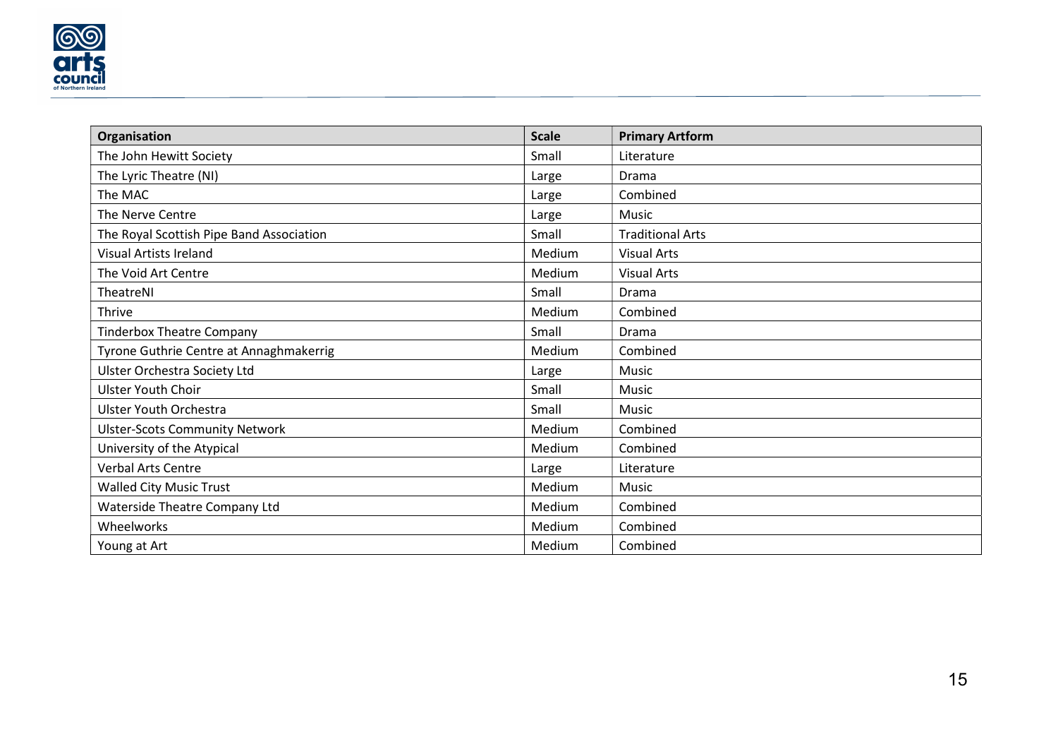| Organisation | Scale | Primary Artform |
| --- | --- | --- |
| The John Hewitt Society | Small | Literature |
| The Lyric Theatre (NI) | Large | Drama |
| The MAC | Large | Combined |
| The Nerve Centre | Large | Music |
| The Royal Scottish Pipe Band Association | Small | Traditional Arts |
| Visual Artists Ireland | Medium | Visual Arts |
| The Void Art Centre | Medium | Visual Arts |
| TheatreNI | Small | Drama |
| Thrive | Medium | Combined |
| Tinderbox Theatre Company | Small | Drama |
| Tyrone Guthrie Centre at Annaghmakerrig | Medium | Combined |
| Ulster Orchestra Society Ltd | Large | Music |
| Ulster Youth Choir | Small | Music |
| Ulster Youth Orchestra | Small | Music |
| Ulster-Scots Community Network | Medium | Combined |
| University of the Atypical | Medium | Combined |
| Verbal Arts Centre | Large | Literature |
| Walled City Music Trust | Medium | Music |
| Waterside Theatre Company Ltd | Medium | Combined |
| Wheelworks | Medium | Combined |
| Young at Art | Medium | Combined |